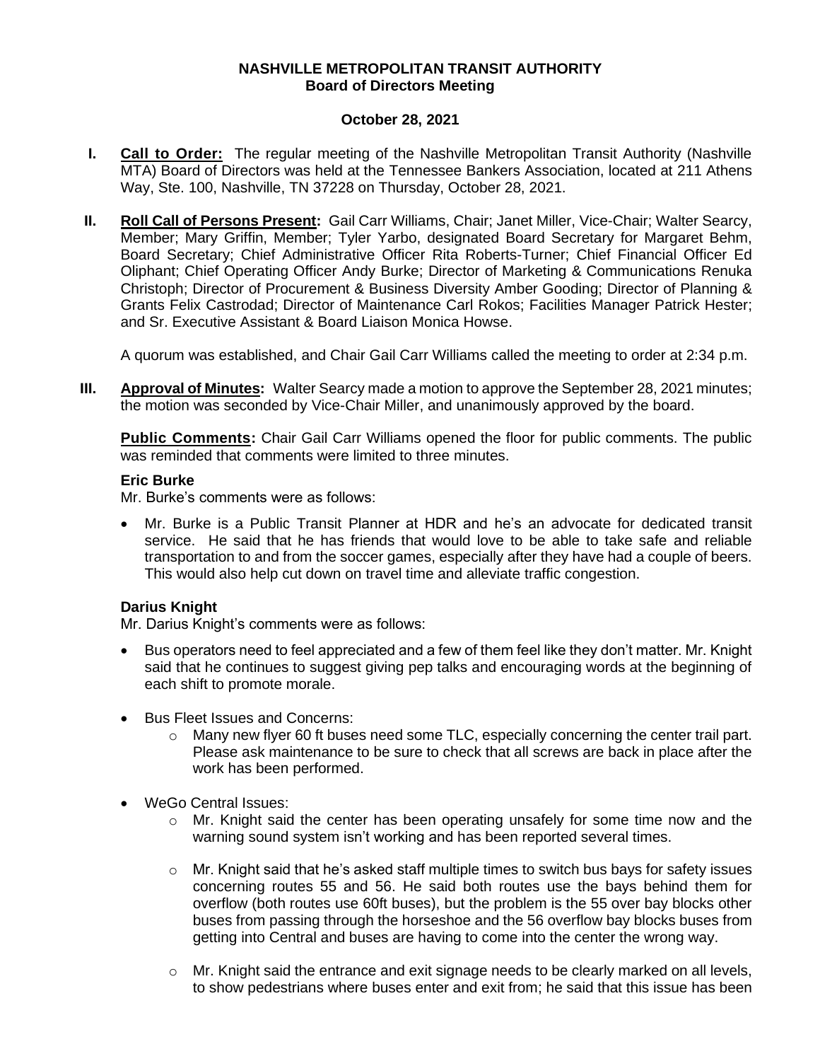# NASHVILLE METROPOLITAN TRANSIT AUTHORITY
## Board of Directors Meeting

### October 28, 2021

**I. Call to Order:** The regular meeting of the Nashville Metropolitan Transit Authority (Nashville MTA) Board of Directors was held at the Tennessee Bankers Association, located at 211 Athens Way, Ste. 100, Nashville, TN 37228 on Thursday, October 28, 2021.

**II. Roll Call of Persons Present:** Gail Carr Williams, Chair; Janet Miller, Vice-Chair; Walter Searcy, Member; Mary Griffin, Member; Tyler Yarbo, designated Board Secretary for Margaret Behm, Board Secretary; Chief Administrative Officer Rita Roberts-Turner; Chief Financial Officer Ed Oliphant; Chief Operating Officer Andy Burke; Director of Marketing & Communications Renuka Christoph; Director of Procurement & Business Diversity Amber Gooding; Director of Planning & Grants Felix Castrodad; Director of Maintenance Carl Rokos; Facilities Manager Patrick Hester; and Sr. Executive Assistant & Board Liaison Monica Howse.

A quorum was established, and Chair Gail Carr Williams called the meeting to order at 2:34 p.m.

**III. Approval of Minutes:** Walter Searcy made a motion to approve the September 28, 2021 minutes; the motion was seconded by Vice-Chair Miller, and unanimously approved by the board.

**Public Comments:** Chair Gail Carr Williams opened the floor for public comments. The public was reminded that comments were limited to three minutes.

**Eric Burke**

Mr. Burke's comments were as follows:

- Mr. Burke is a Public Transit Planner at HDR and he's an advocate for dedicated transit service. He said that he has friends that would love to be able to take safe and reliable transportation to and from the soccer games, especially after they have had a couple of beers. This would also help cut down on travel time and alleviate traffic congestion.

**Darius Knight**

Mr. Darius Knight's comments were as follows:

- Bus operators need to feel appreciated and a few of them feel like they don't matter. Mr. Knight said that he continues to suggest giving pep talks and encouraging words at the beginning of each shift to promote morale.

- Bus Fleet Issues and Concerns:
  - Many new flyer 60 ft buses need some TLC, especially concerning the center trail part. Please ask maintenance to be sure to check that all screws are back in place after the work has been performed.

- WeGo Central Issues:
  - Mr. Knight said the center has been operating unsafely for some time now and the warning sound system isn't working and has been reported several times.
  - Mr. Knight said that he's asked staff multiple times to switch bus bays for safety issues concerning routes 55 and 56. He said both routes use the bays behind them for overflow (both routes use 60ft buses), but the problem is the 55 over bay blocks other buses from passing through the horseshoe and the 56 overflow bay blocks buses from getting into Central and buses are having to come into the center the wrong way.
  - Mr. Knight said the entrance and exit signage needs to be clearly marked on all levels, to show pedestrians where buses enter and exit from; he said that this issue has been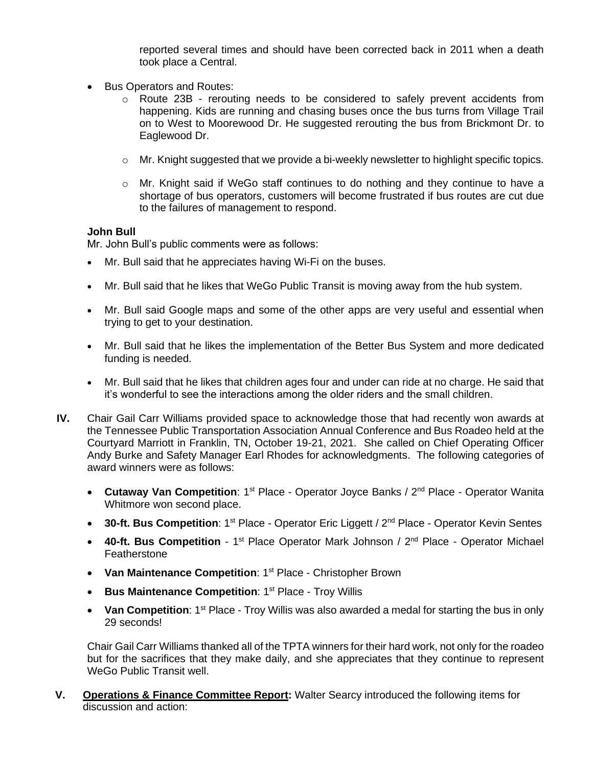reported several times and should have been corrected back in 2011 when a death took place a Central.

- Bus Operators and Routes:
  - Route 23B - rerouting needs to be considered to safely prevent accidents from happening. Kids are running and chasing buses once the bus turns from Village Trail on to West to Moorewood Dr. He suggested rerouting the bus from Brickmont Dr. to Eaglewood Dr.
  - Mr. Knight suggested that we provide a bi-weekly newsletter to highlight specific topics.
  - Mr. Knight said if WeGo staff continues to do nothing and they continue to have a shortage of bus operators, customers will become frustrated if bus routes are cut due to the failures of management to respond.

**John Bull**

Mr. John Bull's public comments were as follows:

- Mr. Bull said that he appreciates having Wi-Fi on the buses.
- Mr. Bull said that he likes that WeGo Public Transit is moving away from the hub system.
- Mr. Bull said Google maps and some of the other apps are very useful and essential when trying to get to your destination.
- Mr. Bull said that he likes the implementation of the Better Bus System and more dedicated funding is needed.
- Mr. Bull said that he likes that children ages four and under can ride at no charge. He said that it's wonderful to see the interactions among the older riders and the small children.

**IV.** Chair Gail Carr Williams provided space to acknowledge those that had recently won awards at the Tennessee Public Transportation Association Annual Conference and Bus Roadeo held at the Courtyard Marriott in Franklin, TN, October 19-21, 2021. She called on Chief Operating Officer Andy Burke and Safety Manager Earl Rhodes for acknowledgments. The following categories of award winners were as follows:

- **Cutaway Van Competition**: 1st Place - Operator Joyce Banks / 2nd Place - Operator Wanita Whitmore won second place.
- **30-ft. Bus Competition**: 1st Place - Operator Eric Liggett / 2nd Place - Operator Kevin Sentes
- **40-ft. Bus Competition** - 1st Place Operator Mark Johnson / 2nd Place - Operator Michael Featherstone
- **Van Maintenance Competition**: 1st Place - Christopher Brown
- **Bus Maintenance Competition**: 1st Place - Troy Willis
- **Van Competition**: 1st Place - Troy Willis was also awarded a medal for starting the bus in only 29 seconds!

Chair Gail Carr Williams thanked all of the TPTA winners for their hard work, not only for the roadeo but for the sacrifices that they make daily, and she appreciates that they continue to represent WeGo Public Transit well.

**V.** **Operations & Finance Committee Report:** Walter Searcy introduced the following items for discussion and action: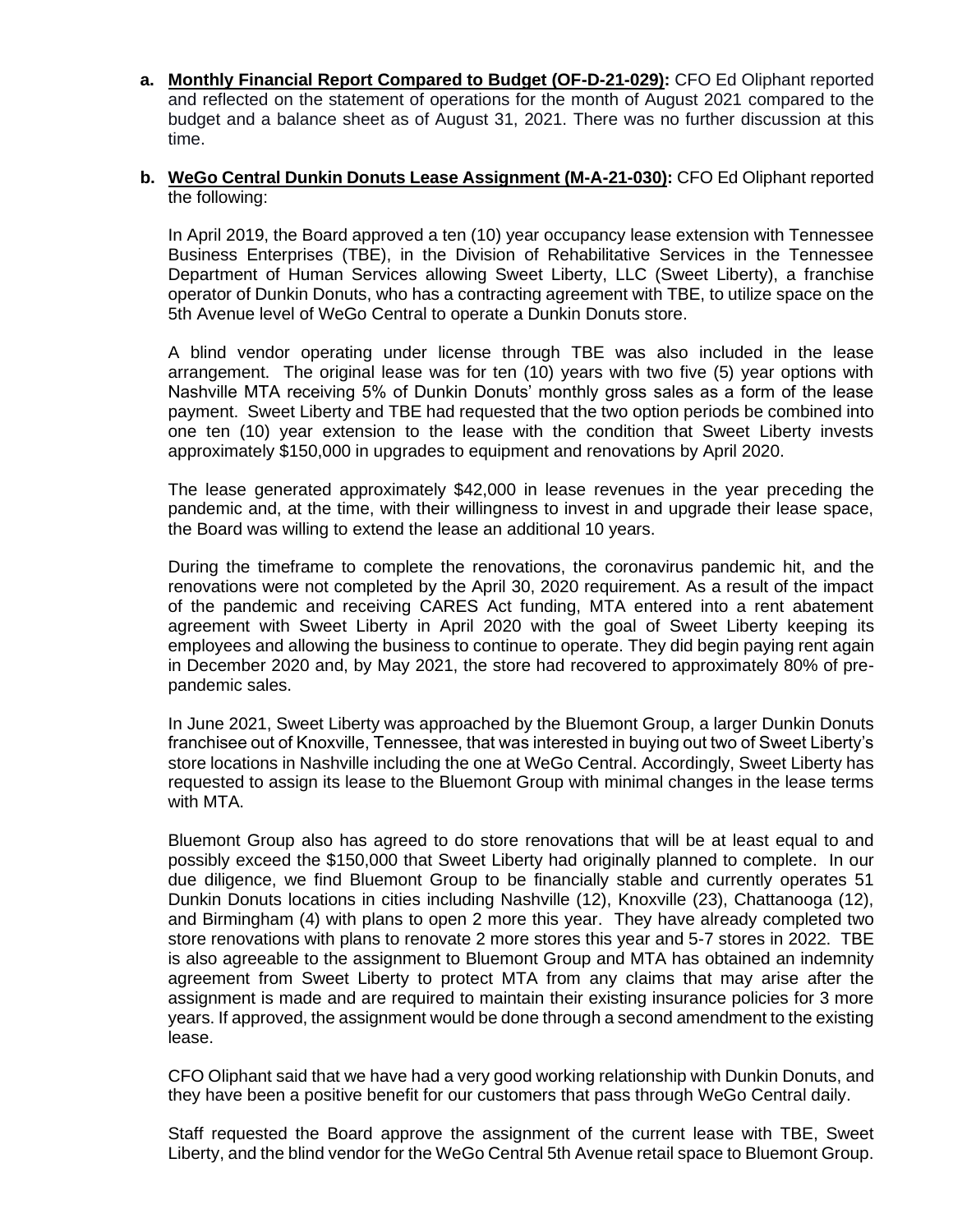a. **Monthly Financial Report Compared to Budget (OF-D-21-029):** CFO Ed Oliphant reported and reflected on the statement of operations for the month of August 2021 compared to the budget and a balance sheet as of August 31, 2021. There was no further discussion at this time.

b. **WeGo Central Dunkin Donuts Lease Assignment (M-A-21-030):** CFO Ed Oliphant reported the following:

In April 2019, the Board approved a ten (10) year occupancy lease extension with Tennessee Business Enterprises (TBE), in the Division of Rehabilitative Services in the Tennessee Department of Human Services allowing Sweet Liberty, LLC (Sweet Liberty), a franchise operator of Dunkin Donuts, who has a contracting agreement with TBE, to utilize space on the 5th Avenue level of WeGo Central to operate a Dunkin Donuts store.

A blind vendor operating under license through TBE was also included in the lease arrangement. The original lease was for ten (10) years with two five (5) year options with Nashville MTA receiving 5% of Dunkin Donuts' monthly gross sales as a form of the lease payment. Sweet Liberty and TBE had requested that the two option periods be combined into one ten (10) year extension to the lease with the condition that Sweet Liberty invests approximately $150,000 in upgrades to equipment and renovations by April 2020.

The lease generated approximately $42,000 in lease revenues in the year preceding the pandemic and, at the time, with their willingness to invest in and upgrade their lease space, the Board was willing to extend the lease an additional 10 years.

During the timeframe to complete the renovations, the coronavirus pandemic hit, and the renovations were not completed by the April 30, 2020 requirement. As a result of the impact of the pandemic and receiving CARES Act funding, MTA entered into a rent abatement agreement with Sweet Liberty in April 2020 with the goal of Sweet Liberty keeping its employees and allowing the business to continue to operate. They did begin paying rent again in December 2020 and, by May 2021, the store had recovered to approximately 80% of pre-pandemic sales.

In June 2021, Sweet Liberty was approached by the Bluemont Group, a larger Dunkin Donuts franchisee out of Knoxville, Tennessee, that was interested in buying out two of Sweet Liberty's store locations in Nashville including the one at WeGo Central. Accordingly, Sweet Liberty has requested to assign its lease to the Bluemont Group with minimal changes in the lease terms with MTA.

Bluemont Group also has agreed to do store renovations that will be at least equal to and possibly exceed the $150,000 that Sweet Liberty had originally planned to complete. In our due diligence, we find Bluemont Group to be financially stable and currently operates 51 Dunkin Donuts locations in cities including Nashville (12), Knoxville (23), Chattanooga (12), and Birmingham (4) with plans to open 2 more this year. They have already completed two store renovations with plans to renovate 2 more stores this year and 5-7 stores in 2022. TBE is also agreeable to the assignment to Bluemont Group and MTA has obtained an indemnity agreement from Sweet Liberty to protect MTA from any claims that may arise after the assignment is made and are required to maintain their existing insurance policies for 3 more years. If approved, the assignment would be done through a second amendment to the existing lease.

CFO Oliphant said that we have had a very good working relationship with Dunkin Donuts, and they have been a positive benefit for our customers that pass through WeGo Central daily.

Staff requested the Board approve the assignment of the current lease with TBE, Sweet Liberty, and the blind vendor for the WeGo Central 5th Avenue retail space to Bluemont Group.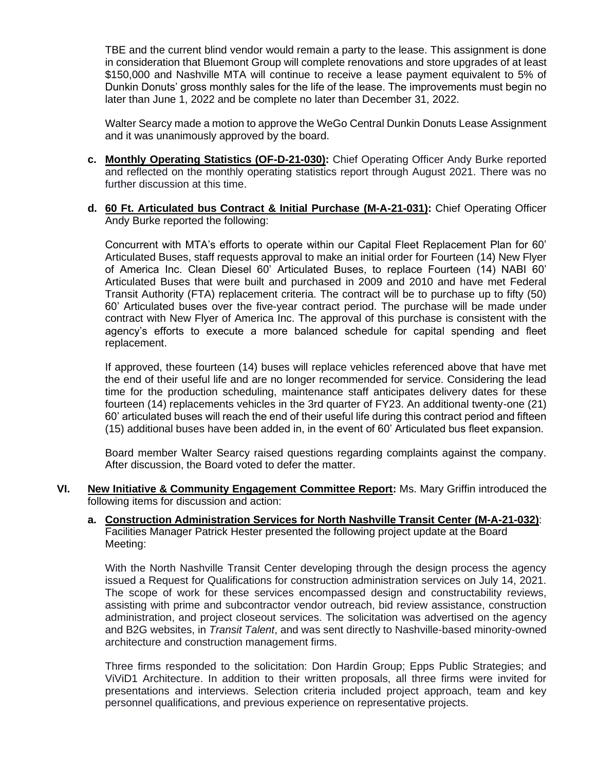TBE and the current blind vendor would remain a party to the lease. This assignment is done in consideration that Bluemont Group will complete renovations and store upgrades of at least $150,000 and Nashville MTA will continue to receive a lease payment equivalent to 5% of Dunkin Donuts' gross monthly sales for the life of the lease. The improvements must begin no later than June 1, 2022 and be complete no later than December 31, 2022.

Walter Searcy made a motion to approve the WeGo Central Dunkin Donuts Lease Assignment and it was unanimously approved by the board.

c. **Monthly Operating Statistics (OF-D-21-030):** Chief Operating Officer Andy Burke reported and reflected on the monthly operating statistics report through August 2021. There was no further discussion at this time.

d. **60 Ft. Articulated bus Contract & Initial Purchase (M-A-21-031):** Chief Operating Officer Andy Burke reported the following:

Concurrent with MTA's efforts to operate within our Capital Fleet Replacement Plan for 60' Articulated Buses, staff requests approval to make an initial order for Fourteen (14) New Flyer of America Inc. Clean Diesel 60' Articulated Buses, to replace Fourteen (14) NABI 60' Articulated Buses that were built and purchased in 2009 and 2010 and have met Federal Transit Authority (FTA) replacement criteria. The contract will be to purchase up to fifty (50) 60' Articulated buses over the five-year contract period. The purchase will be made under contract with New Flyer of America Inc. The approval of this purchase is consistent with the agency's efforts to execute a more balanced schedule for capital spending and fleet replacement.

If approved, these fourteen (14) buses will replace vehicles referenced above that have met the end of their useful life and are no longer recommended for service. Considering the lead time for the production scheduling, maintenance staff anticipates delivery dates for these fourteen (14) replacements vehicles in the 3rd quarter of FY23. An additional twenty-one (21) 60' articulated buses will reach the end of their useful life during this contract period and fifteen (15) additional buses have been added in, in the event of 60' Articulated bus fleet expansion.

Board member Walter Searcy raised questions regarding complaints against the company. After discussion, the Board voted to defer the matter.

## VI. New Initiative & Community Engagement Committee Report:

Ms. Mary Griffin introduced the following items for discussion and action:

a. **Construction Administration Services for North Nashville Transit Center (M-A-21-032)**: Facilities Manager Patrick Hester presented the following project update at the Board Meeting:

With the North Nashville Transit Center developing through the design process the agency issued a Request for Qualifications for construction administration services on July 14, 2021. The scope of work for these services encompassed design and constructability reviews, assisting with prime and subcontractor vendor outreach, bid review assistance, construction administration, and project closeout services. The solicitation was advertised on the agency and B2G websites, in *Transit Talent*, and was sent directly to Nashville-based minority-owned architecture and construction management firms.

Three firms responded to the solicitation: Don Hardin Group; Epps Public Strategies; and ViViD1 Architecture. In addition to their written proposals, all three firms were invited for presentations and interviews. Selection criteria included project approach, team and key personnel qualifications, and previous experience on representative projects.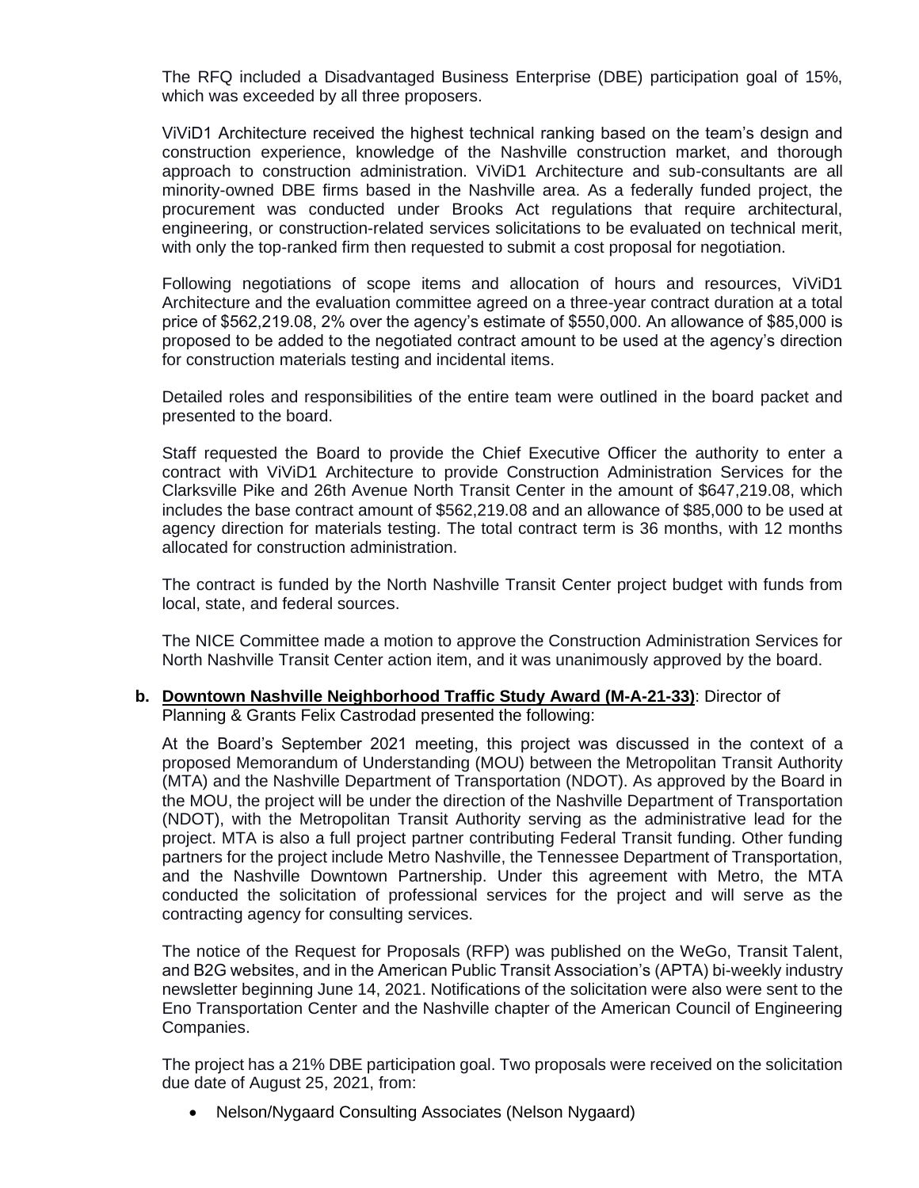The RFQ included a Disadvantaged Business Enterprise (DBE) participation goal of 15%, which was exceeded by all three proposers.

ViViD1 Architecture received the highest technical ranking based on the team's design and construction experience, knowledge of the Nashville construction market, and thorough approach to construction administration. ViViD1 Architecture and sub-consultants are all minority-owned DBE firms based in the Nashville area. As a federally funded project, the procurement was conducted under Brooks Act regulations that require architectural, engineering, or construction-related services solicitations to be evaluated on technical merit, with only the top-ranked firm then requested to submit a cost proposal for negotiation.

Following negotiations of scope items and allocation of hours and resources, ViViD1 Architecture and the evaluation committee agreed on a three-year contract duration at a total price of $562,219.08, 2% over the agency's estimate of $550,000. An allowance of $85,000 is proposed to be added to the negotiated contract amount to be used at the agency's direction for construction materials testing and incidental items.

Detailed roles and responsibilities of the entire team were outlined in the board packet and presented to the board.

Staff requested the Board to provide the Chief Executive Officer the authority to enter a contract with ViViD1 Architecture to provide Construction Administration Services for the Clarksville Pike and 26th Avenue North Transit Center in the amount of $647,219.08, which includes the base contract amount of $562,219.08 and an allowance of $85,000 to be used at agency direction for materials testing. The total contract term is 36 months, with 12 months allocated for construction administration.

The contract is funded by the North Nashville Transit Center project budget with funds from local, state, and federal sources.

The NICE Committee made a motion to approve the Construction Administration Services for North Nashville Transit Center action item, and it was unanimously approved by the board.

**b. Downtown Nashville Neighborhood Traffic Study Award (M-A-21-33)**: Director of Planning & Grants Felix Castrodad presented the following:

At the Board's September 2021 meeting, this project was discussed in the context of a proposed Memorandum of Understanding (MOU) between the Metropolitan Transit Authority (MTA) and the Nashville Department of Transportation (NDOT). As approved by the Board in the MOU, the project will be under the direction of the Nashville Department of Transportation (NDOT), with the Metropolitan Transit Authority serving as the administrative lead for the project. MTA is also a full project partner contributing Federal Transit funding. Other funding partners for the project include Metro Nashville, the Tennessee Department of Transportation, and the Nashville Downtown Partnership. Under this agreement with Metro, the MTA conducted the solicitation of professional services for the project and will serve as the contracting agency for consulting services.

The notice of the Request for Proposals (RFP) was published on the WeGo, Transit Talent, and B2G websites, and in the American Public Transit Association's (APTA) bi-weekly industry newsletter beginning June 14, 2021. Notifications of the solicitation were also were sent to the Eno Transportation Center and the Nashville chapter of the American Council of Engineering Companies.

The project has a 21% DBE participation goal. Two proposals were received on the solicitation due date of August 25, 2021, from:

- Nelson/Nygaard Consulting Associates (Nelson Nygaard)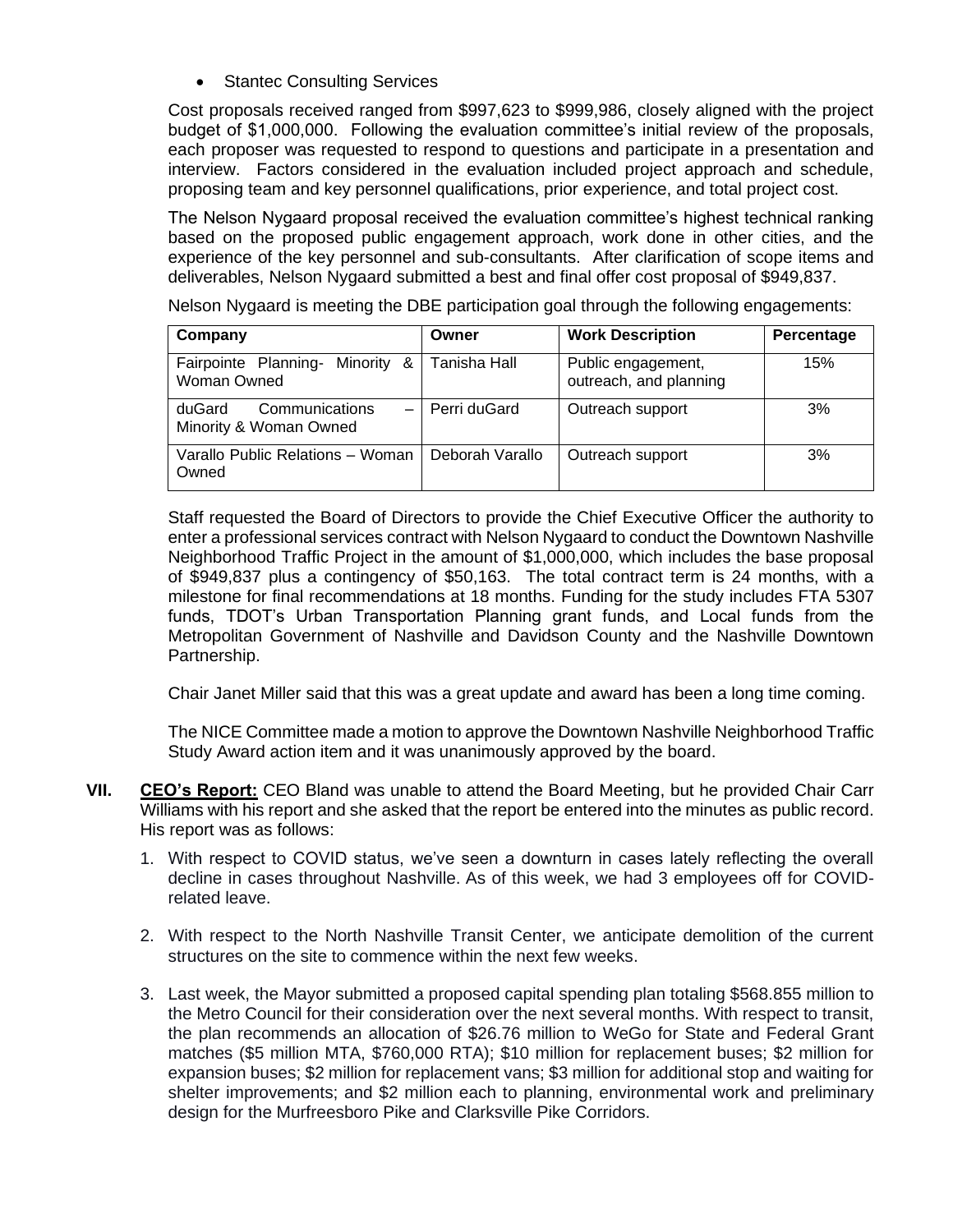- Stantec Consulting Services

Cost proposals received ranged from $997,623 to $999,986, closely aligned with the project budget of $1,000,000. Following the evaluation committee's initial review of the proposals, each proposer was requested to respond to questions and participate in a presentation and interview. Factors considered in the evaluation included project approach and schedule, proposing team and key personnel qualifications, prior experience, and total project cost.

The Nelson Nygaard proposal received the evaluation committee's highest technical ranking based on the proposed public engagement approach, work done in other cities, and the experience of the key personnel and sub-consultants. After clarification of scope items and deliverables, Nelson Nygaard submitted a best and final offer cost proposal of $949,837.

Nelson Nygaard is meeting the DBE participation goal through the following engagements:

| Company | Owner | Work Description | Percentage |
|---|---|---|---|
| Fairpointe Planning- Minority & Woman Owned | Tanisha Hall | Public engagement, outreach, and planning | 15% |
| duGard Communications – Minority & Woman Owned | Perri duGard | Outreach support | 3% |
| Varallo Public Relations – Woman Owned | Deborah Varallo | Outreach support | 3% |

Staff requested the Board of Directors to provide the Chief Executive Officer the authority to enter a professional services contract with Nelson Nygaard to conduct the Downtown Nashville Neighborhood Traffic Project in the amount of $1,000,000, which includes the base proposal of $949,837 plus a contingency of $50,163. The total contract term is 24 months, with a milestone for final recommendations at 18 months. Funding for the study includes FTA 5307 funds, TDOT's Urban Transportation Planning grant funds, and Local funds from the Metropolitan Government of Nashville and Davidson County and the Nashville Downtown Partnership.

Chair Janet Miller said that this was a great update and award has been a long time coming.

The NICE Committee made a motion to approve the Downtown Nashville Neighborhood Traffic Study Award action item and it was unanimously approved by the board.

**VII. CEO's Report:** CEO Bland was unable to attend the Board Meeting, but he provided Chair Carr Williams with his report and she asked that the report be entered into the minutes as public record. His report was as follows:

1. With respect to COVID status, we've seen a downturn in cases lately reflecting the overall decline in cases throughout Nashville. As of this week, we had 3 employees off for COVID-related leave.

2. With respect to the North Nashville Transit Center, we anticipate demolition of the current structures on the site to commence within the next few weeks.

3. Last week, the Mayor submitted a proposed capital spending plan totaling $568.855 million to the Metro Council for their consideration over the next several months. With respect to transit, the plan recommends an allocation of $26.76 million to WeGo for State and Federal Grant matches ($5 million MTA, $760,000 RTA); $10 million for replacement buses; $2 million for expansion buses; $2 million for replacement vans; $3 million for additional stop and waiting for shelter improvements; and $2 million each to planning, environmental work and preliminary design for the Murfreesboro Pike and Clarksville Pike Corridors.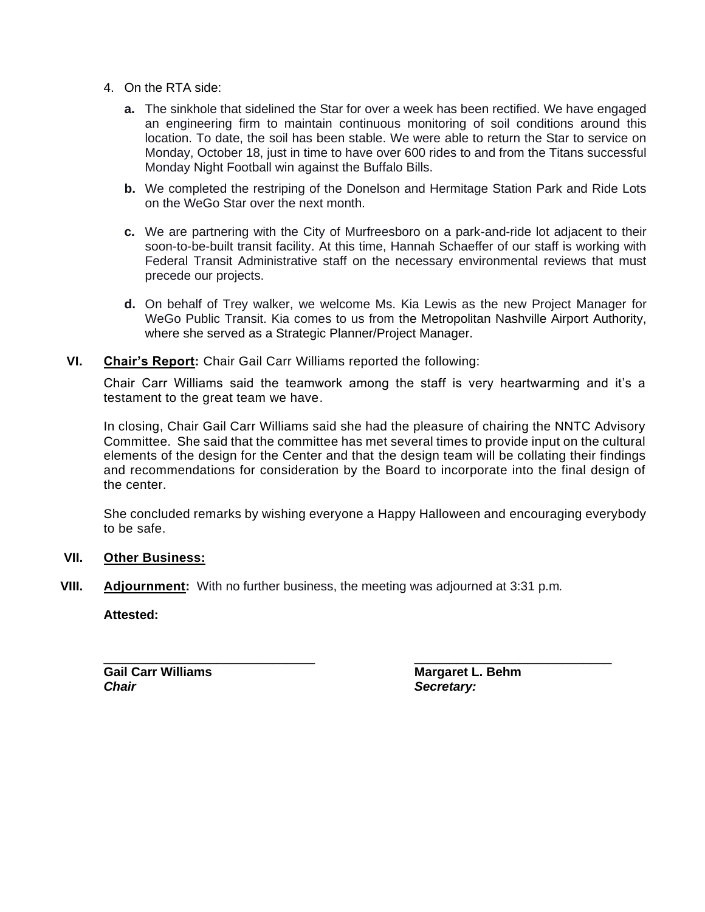4. On the RTA side:

   **a.** The sinkhole that sidelined the Star for over a week has been rectified. We have engaged an engineering firm to maintain continuous monitoring of soil conditions around this location. To date, the soil has been stable. We were able to return the Star to service on Monday, October 18, just in time to have over 600 rides to and from the Titans successful Monday Night Football win against the Buffalo Bills.

   **b.** We completed the restriping of the Donelson and Hermitage Station Park and Ride Lots on the WeGo Star over the next month.

   **c.** We are partnering with the City of Murfreesboro on a park-and-ride lot adjacent to their soon-to-be-built transit facility. At this time, Hannah Schaeffer of our staff is working with Federal Transit Administrative staff on the necessary environmental reviews that must precede our projects.

   **d.** On behalf of Trey walker, we welcome Ms. Kia Lewis as the new Project Manager for WeGo Public Transit. Kia comes to us from the Metropolitan Nashville Airport Authority, where she served as a Strategic Planner/Project Manager.

**VI. Chair's Report:** Chair Gail Carr Williams reported the following:

Chair Carr Williams said the teamwork among the staff is very heartwarming and it's a testament to the great team we have.

In closing, Chair Gail Carr Williams said she had the pleasure of chairing the NNTC Advisory Committee. She said that the committee has met several times to provide input on the cultural elements of the design for the Center and that the design team will be collating their findings and recommendations for consideration by the Board to incorporate into the final design of the center.

She concluded remarks by wishing everyone a Happy Halloween and encouraging everybody to be safe.

**VII. Other Business:**

**VIII. Adjournment:** With no further business, the meeting was adjourned at 3:31 p.m.

**Attested:**

| | |
|---|---|
| \_\_\_\_\_\_\_\_\_\_\_\_\_\_\_\_\_\_\_\_\_\_\_\_\_\_\_\_\_\_\_\_ | \_\_\_\_\_\_\_\_\_\_\_\_\_\_\_\_\_\_\_\_\_\_\_\_\_\_\_\_\_\_ |
| **Gail Carr Williams** | **Margaret L. Behm** |
| ***Chair*** | ***Secretary:*** |